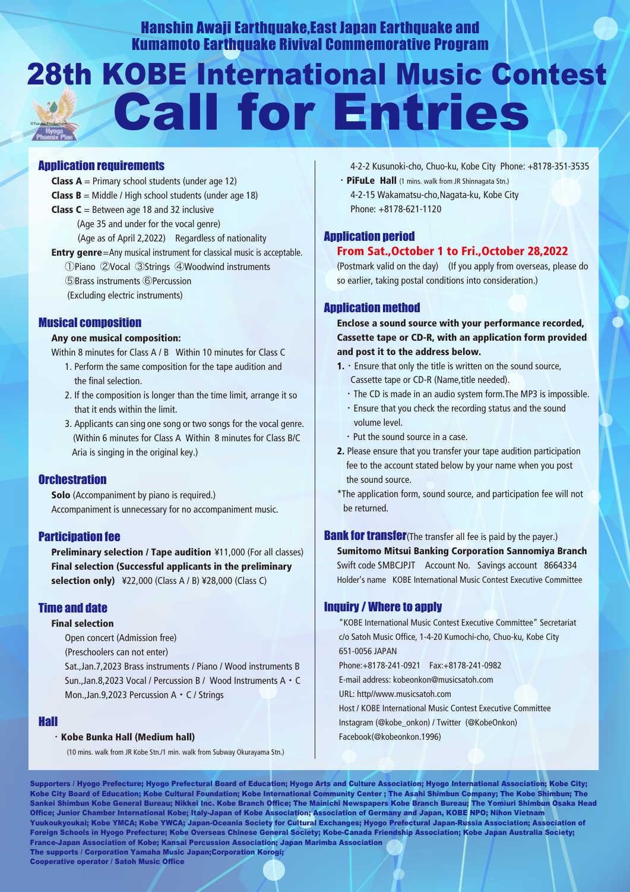## Hanshin Awaji Earthquake,East Japan Earthquake and Kumamoto Earthquake Rivival Commemorative Program

# 28th KOBE International Music Contest

# Call for Entries

## Application requirements

**Class A** = Primary school students (under age 12)
**Class B** = Middle / High school students (under age 18)
**Class C** = Between age 18 and 32 inclusive
(Age 35 and under for the vocal genre)
(Age as of April 2,2022)　Regardless of nationality

**Entry genre**=Any musical instrument for classical music is acceptable.
①Piano ②Vocal ③Strings ④Woodwind instruments
⑤Brass instruments ⑥Percussion
(Excluding electric instruments)

## Musical composition

**Any one musical composition:**
Within 8 minutes for Class A / B　Within 10 minutes for Class C

1. Perform the same composition for the tape audition and the final selection.
2. If the composition is longer than the time limit, arrange it so that it ends within the limit.
3. Applicants can sing one song or two songs for the vocal genre. (Within 6 minutes for Class A　Within 8 minutes for Class B/C Aria is singing in the original key.)

## Orchestration

**Solo** (Accompaniment by piano is required.)
Accompaniment is unnecessary for no accompaniment music.

## Participation fee

**Preliminary selection / Tape audition** ¥11,000 (For all classes)
**Final selection (Successful applicants in the preliminary selection only)** ¥22,000 (Class A / B) ¥28,000 (Class C)

## Time and date

**Final selection**
Open concert (Admission free)
(Preschoolers can not enter)
Sat.,Jan.7,2023 Brass instruments / Piano / Wood instruments B
Sun.,Jan.8,2023 Vocal / Percussion B / Wood Instruments A・C
Mon.,Jan.9,2023 Percussion A・C / Strings

## Hall

・**Kobe Bunka Hall (Medium hall)**
(10 mins. walk from JR Kobe Stn./1 min. walk from Subway Okurayama Stn.)
4-2-2 Kusunoki-cho, Chuo-ku, Kobe City　Phone: +8178-351-3535

・**PiFuLe Hall** (1 mins. walk from JR Shinnagata Stn.)
4-2-15 Wakamatsu-cho,Nagata-ku, Kobe City
Phone: +8178-621-1120

## Application period

**From Sat.,October 1 to Fri.,October 28,2022**
(Postmark valid on the day)　(If you apply from overseas, please do so earlier, taking postal conditions into consideration.)

## Application method

**Enclose a sound source with your performance recorded, Cassette tape or CD-R, with an application form provided and post it to the address below.**

**1.** ・Ensure that only the title is written on the sound source, Cassette tape or CD-R (Name,title needed).
・The CD is made in an audio system form.The MP3 is impossible.
・Ensure that you check the recording status and the sound volume level.
・Put the sound source in a case.

**2.** Please ensure that you transfer your tape audition participation fee to the account stated below by your name when you post the sound source.

*The application form, sound source, and participation fee will not be returned.

## Bank for transfer (The transfer all fee is paid by the payer.)

**Sumitomo Mitsui Banking Corporation Sannomiya Branch**
Swift code SMBCJPJT　Account No.　Savings account　8664334
Holder's name　KOBE International Music Contest Executive Committee

## Inquiry / Where to apply

"KOBE International Music Contest Executive Committee" Secretariat
c/o Satoh Music Office, 1-4-20 Kumochi-cho, Chuo-ku, Kobe City
651-0056 JAPAN
Phone:+8178-241-0921　Fax:+8178-241-0982
E-mail address: kobeonkon@musicsatoh.com
URL: http//www.musicsatoh.com
Host / KOBE International Music Contest Executive Committee
Instagram (@kobe_onkon) / Twitter (@KobeOnkon)
Facebook(@kobeonkon.1996)

**Supporters / Hyogo Prefecture; Hyogo Prefectural Board of Education; Hyogo Arts and Culture Association; Hyogo International Association; Kobe City; Kobe City Board of Education; Kobe Cultural Foundation; Kobe International Community Center ; The Asahi Shimbun Company; The Kobe Shimbun; The Sankei Shimbun Kobe General Bureau; Nikkei Inc. Kobe Branch Office; The Mainichi Newspapers Kobe Branch Bureau; The Yomiuri Shimbun Osaka Head Office; Junior Chamber International Kobe; Italy-Japan of Kobe Association; Association of Germany and Japan, KOBE NPO; Nihon Vietnam Yuukoukyoukai; Kobe YMCA; Kobe YWCA; Japan-Oceania Society for Cultural Exchanges; Hyogo Prefectural Japan-Russia Association; Association of Foreign Schools in Hyogo Prefecture; Kobe Overseas Chinese General Society; Kobe-Canada Friendship Association; Kobe Japan Australia Society; France-Japan Association of Kobe; Kansai Percussion Association; Japan Marimba Association**
**The supports / Corporation Yamaha Music Japan;Corporation Korogi;**
**Cooperative operator / Satoh Music Office**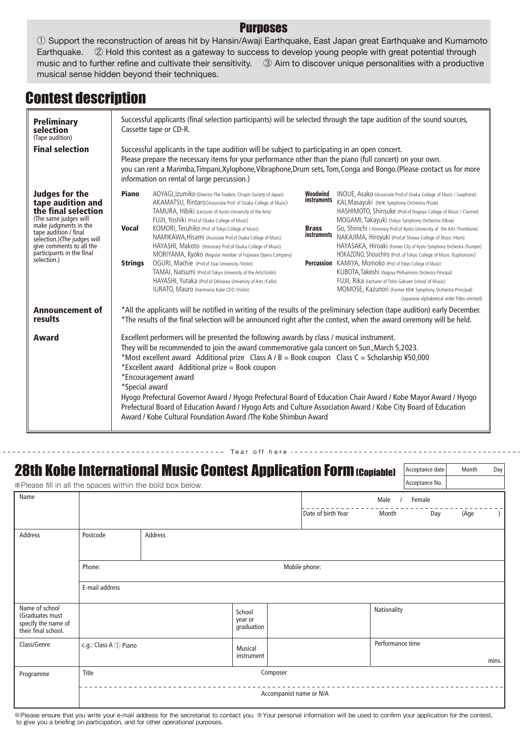## Purposes

① Support the reconstruction of areas hit by Hansin/Awaji Earthquake, East Japan great Earthquake and Kumamoto Earthquake. ② Hold this contest as a gateway to success to develop young people with great potential through music and to further refine and cultivate their sensitivity. ③ Aim to discover unique personalities with a productive musical sense hidden beyond their techniques.

# Contest description

| | |
|---|---|
| **Preliminary selection** (Tape audition) | Successful applicants (final selection participants) will be selected through the tape audition of the sound sources, Cassette tape or CD-R. |
| **Final selection** | Successful applicants in the tape audition will be subject to participating in an open concert. Please prepare the necessary items for your performance other than the piano (full concert) on your own. you can rent a Marimba,Timpani,Xylophone,Vibraphone,Drum sets, Tom,Conga and Bongo.(Please contact us for more information on rental of large percussion.) |
| **Judges for the tape audition and the final selection** (The same judges will make judgments in the tape audition / final selection.)(The judges will give comments to all the participants in the final selection.) | **Piano** AOYAGI,Izumiko (Director The Frederic Chopin Society of Japan) AKAMATSU, Rintaro (Associate Prof. of Osaka College of Music) TAMURA, Hibiki (Lecturer of Kyoto University of the Arts) FUJII, Yoshiki (Prof.of Osaka College of Music)<br>**Vocal** KOMORI, Teruhiko (Prof. of Tokyo College of Music) NAMIKAWA,Hisami (Associate Prof.of Osaka College of Music) HAYASHI, Makoto (Honorary Prof.of Osaka College of Music) MORIYAMA, Kyoko (Regular member of Fujiwara Opera Company)<br>**Strings** OGURI, Machie (Prof.of Soai University /Violin) TAMAI, Natsumi (Prof.of Tokyo University of the Arts/Violin) HAYASHI, Yutaka (Prof.of Okinawa University of Arts /Cello) IURATO, Mauro (Harmonia Kobe CEO /Violin)<br>**Woodwind instruments** INOUE, Asako (Associate Prof.of Osaka College of Music / Saxphone) KAI,Masayuki (NHK Symphony Orchestra /Flute) HASHIMOTO, Shinsuke (Prof.of Nagoya College of Music / Clarinet) MOGAMI, Takayuki (Tokyo Symphony Orchestra /Oboe)<br>**Brass instruments** Go, Shinichi ( Honorary Prof.of Kyoto University of the Arts /Trombone) NAKAJIMA, Hiroyuki (Prof.of Showa College of Music /Horn) HAYASAKA, Hiroaki (Former City of Kyoto Symphony Orchestra /Trumpet) HOKAZONO, Shouichiro (Prof. of Tokyo College of Music /Euphonium)<br>**Percussion** KAMIYA, Momoko (Prof. of Tokyo College of Music) KUBOTA,Takeshi (Nagoya Philharmonic Orchestra Principal) FUJII, Rika (Lecturer of Toho Gakuen School of Music) MOMOSE, Kazunori (Former NHK Symphony Orchestra Principal)<br>(Japanese alphabetical order Titles omitted) |
| **Announcement of results** | *All the applicants will be notified in writing of the results of the preliminary selection (tape audition) early December.<br>*The results of the final selection will be announced right after the contest, when the award ceremony will be held. |
| **Award** | Excellent performers will be presented the following awards by class / musical instrument. They will be recommended to join the award commemorative gala concert on Sun.,March 5,2023.<br>*Most excellent award Additional prize Class A / B = Book coupon Class C = Scholarship ¥50,000<br>*Excellent award Additional prize = Book coupon<br>*Encouragement award<br>*Special award<br>Hyogo Prefectural Governor Award / Hyogo Prefectural Board of Education Chair Award / Kobe Mayor Award / Hyogo Prefectural Board of Education Award / Hyogo Arts and Culture Association Award / Kobe City Board of Education Award / Kobe Cultural Foundation Award /The Kobe Shimbun Award |

Tear off here

# 28th Kobe International Music Contest Application Form (Copiable)

| Acceptance date | Month Day |
|---|---|
| Acceptance No. | |

※Please fill in all the spaces within the bold box below.

| | | | |
|---|---|---|---|
| Name | | Male / Female<br>Date of birth Year Month Day (Age ) | |
| Address | Postcode | Address | |
| | Phone: | Mobile phone: | |
| | E-mail address | | |
| Name of school (Graduates must specify the name of their final school. | | School year or graduation | Nationality |
| Class/Genre | c.g.: Class A ① Piano | Musical instrument | Performance time mins. |
| Programme | Title | Composer | |
| | | Accompanist name or N/A | |

※Please ensure that you write your e-mail address for the secretariat to contact you. ※Your personal information will be used to confirm your application for the contest, to give you a briefing on participation, and for other operational purposes.